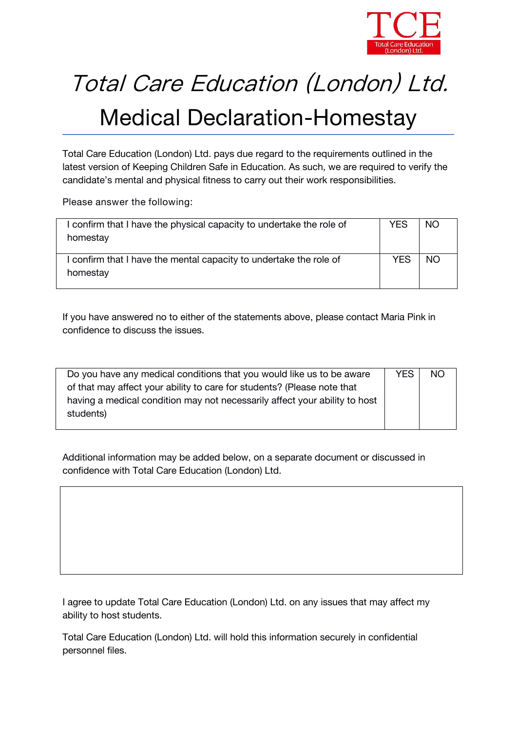TCE
Total Care Education (London) Ltd.

# *Total Care Education (London) Ltd.*

## Medical Declaration-Homestay

Total Care Education (London) Ltd. pays due regard to the requirements outlined in the latest version of Keeping Children Safe in Education. As such, we are required to verify the candidate's mental and physical fitness to carry out their work responsibilities.

Please answer the following:

| | | |
|---|---|---|
| I confirm that I have the physical capacity to undertake the role of homestay | YES | NO |
| I confirm that I have the mental capacity to undertake the role of homestay | YES | NO |

If you have answered no to either of the statements above, please contact Maria Pink in confidence to discuss the issues.

| | | |
|---|---|---|
| Do you have any medical conditions that you would like us to be aware of that may affect your ability to care for students? (Please note that having a medical condition may not necessarily affect your ability to host students) | YES | NO |

Additional information may be added below, on a separate document or discussed in confidence with Total Care Education (London) Ltd.

| |
|---|
| |

I agree to update Total Care Education (London) Ltd. on any issues that may affect my ability to host students.

Total Care Education (London) Ltd. will hold this information securely in confidential personnel files.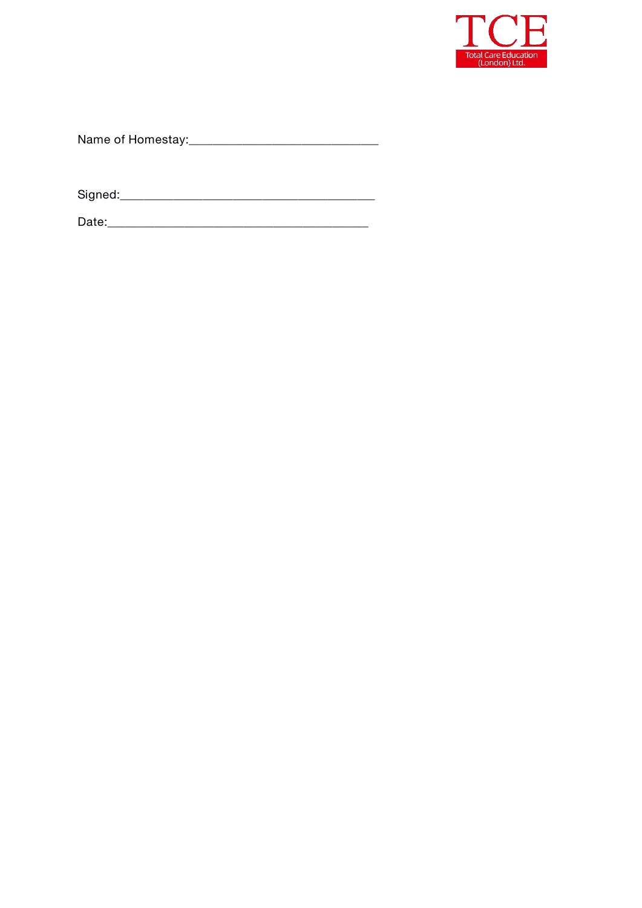Name of Homestay:______________________________

Signed:________________________________________

Date:_________________________________________